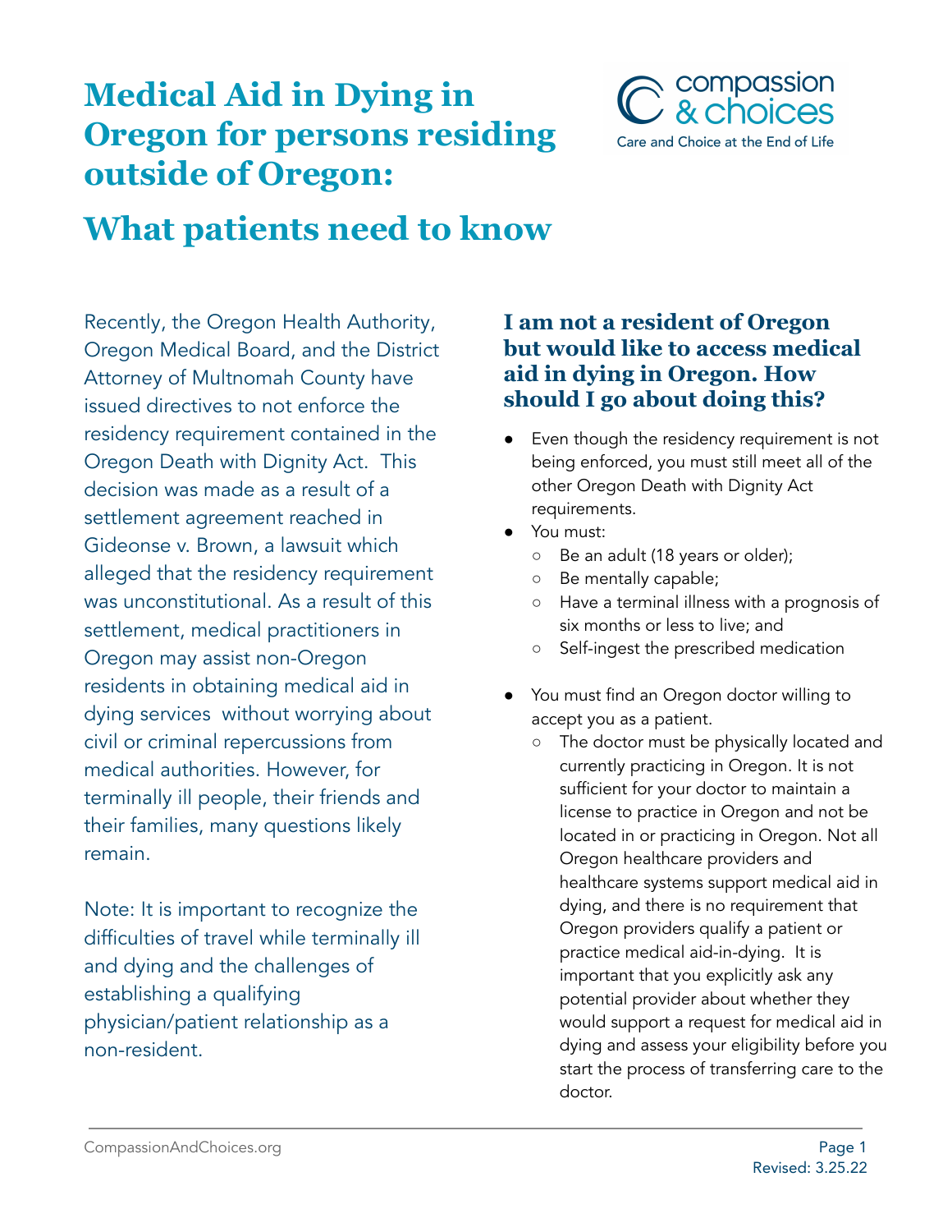# Medical Aid in Dying in Oregon for persons residing outside of Oregon:

# What patients need to know

compassion & choices
Care and Choice at the End of Life

Recently, the Oregon Health Authority, Oregon Medical Board, and the District Attorney of Multnomah County have issued directives to not enforce the residency requirement contained in the Oregon Death with Dignity Act. This decision was made as a result of a settlement agreement reached in Gideonse v. Brown, a lawsuit which alleged that the residency requirement was unconstitutional. As a result of this settlement, medical practitioners in Oregon may assist non-Oregon residents in obtaining medical aid in dying services without worrying about civil or criminal repercussions from medical authorities. However, for terminally ill people, their friends and their families, many questions likely remain.

Note: It is important to recognize the difficulties of travel while terminally ill and dying and the challenges of establishing a qualifying physician/patient relationship as a non-resident.

## I am not a resident of Oregon but would like to access medical aid in dying in Oregon. How should I go about doing this?

- Even though the residency requirement is not being enforced, you must still meet all of the other Oregon Death with Dignity Act requirements.
- You must:
  - Be an adult (18 years or older);
  - Be mentally capable;
  - Have a terminal illness with a prognosis of six months or less to live; and
  - Self-ingest the prescribed medication
- You must find an Oregon doctor willing to accept you as a patient.
  - The doctor must be physically located and currently practicing in Oregon. It is not sufficient for your doctor to maintain a license to practice in Oregon and not be located in or practicing in Oregon. Not all Oregon healthcare providers and healthcare systems support medical aid in dying, and there is no requirement that Oregon providers qualify a patient or practice medical aid-in-dying. It is important that you explicitly ask any potential provider about whether they would support a request for medical aid in dying and assess your eligibility before you start the process of transferring care to the doctor.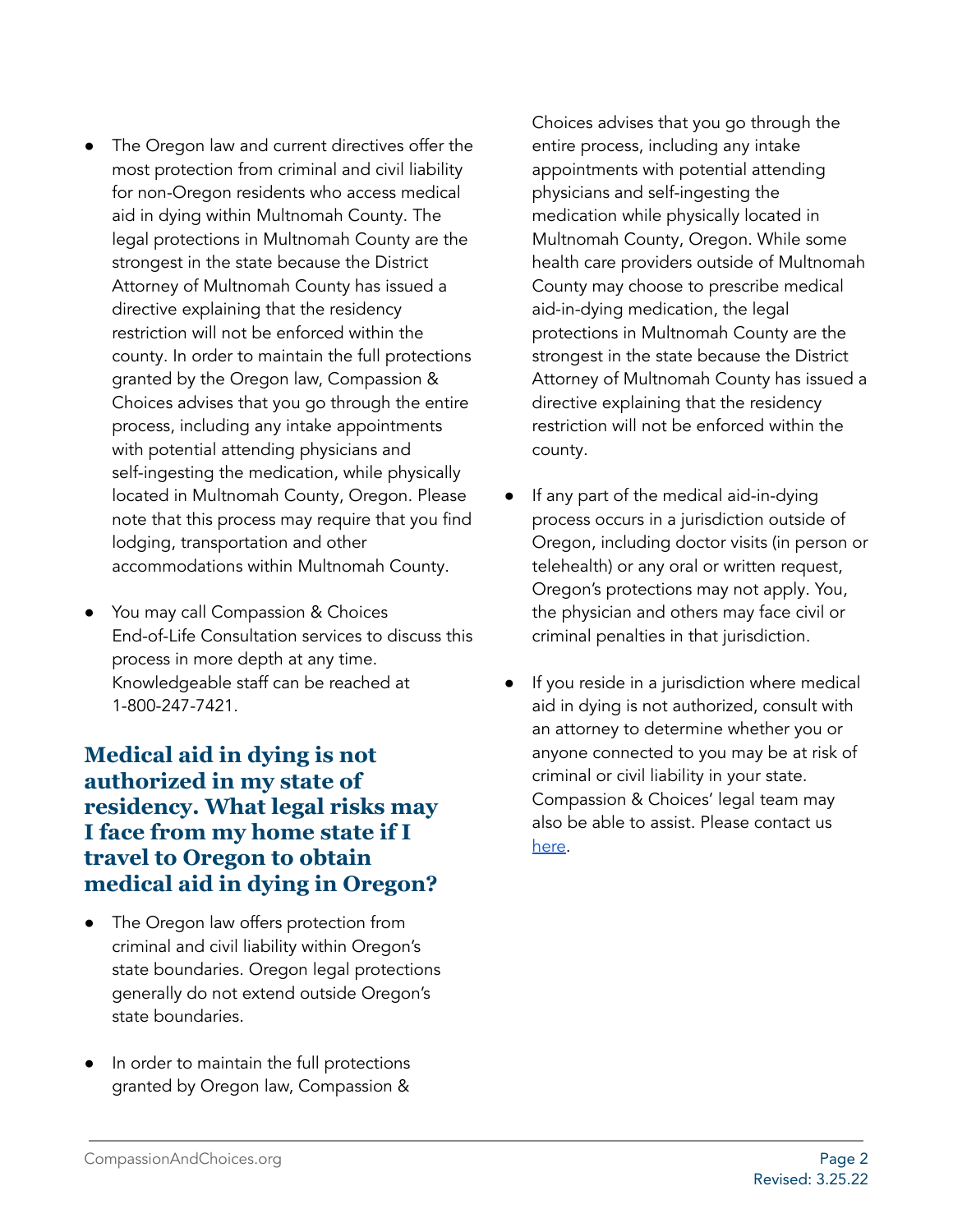- The Oregon law and current directives offer the most protection from criminal and civil liability for non-Oregon residents who access medical aid in dying within Multnomah County. The legal protections in Multnomah County are the strongest in the state because the District Attorney of Multnomah County has issued a directive explaining that the residency restriction will not be enforced within the county. In order to maintain the full protections granted by the Oregon law, Compassion & Choices advises that you go through the entire process, including any intake appointments with potential attending physicians and self-ingesting the medication, while physically located in Multnomah County, Oregon. Please note that this process may require that you find lodging, transportation and other accommodations within Multnomah County.

- You may call Compassion & Choices End-of-Life Consultation services to discuss this process in more depth at any time. Knowledgeable staff can be reached at 1-800-247-7421.

## Medical aid in dying is not authorized in my state of residency. What legal risks may I face from my home state if I travel to Oregon to obtain medical aid in dying in Oregon?

- The Oregon law offers protection from criminal and civil liability within Oregon's state boundaries. Oregon legal protections generally do not extend outside Oregon's state boundaries.

- In order to maintain the full protections granted by Oregon law, Compassion & Choices advises that you go through the entire process, including any intake appointments with potential attending physicians and self-ingesting the medication while physically located in Multnomah County, Oregon. While some health care providers outside of Multnomah County may choose to prescribe medical aid-in-dying medication, the legal protections in Multnomah County are the strongest in the state because the District Attorney of Multnomah County has issued a directive explaining that the residency restriction will not be enforced within the county.

- If any part of the medical aid-in-dying process occurs in a jurisdiction outside of Oregon, including doctor visits (in person or telehealth) or any oral or written request, Oregon's protections may not apply. You, the physician and others may face civil or criminal penalties in that jurisdiction.

- If you reside in a jurisdiction where medical aid in dying is not authorized, consult with an attorney to determine whether you or anyone connected to you may be at risk of criminal or civil liability in your state. Compassion & Choices' legal team may also be able to assist. Please contact us here.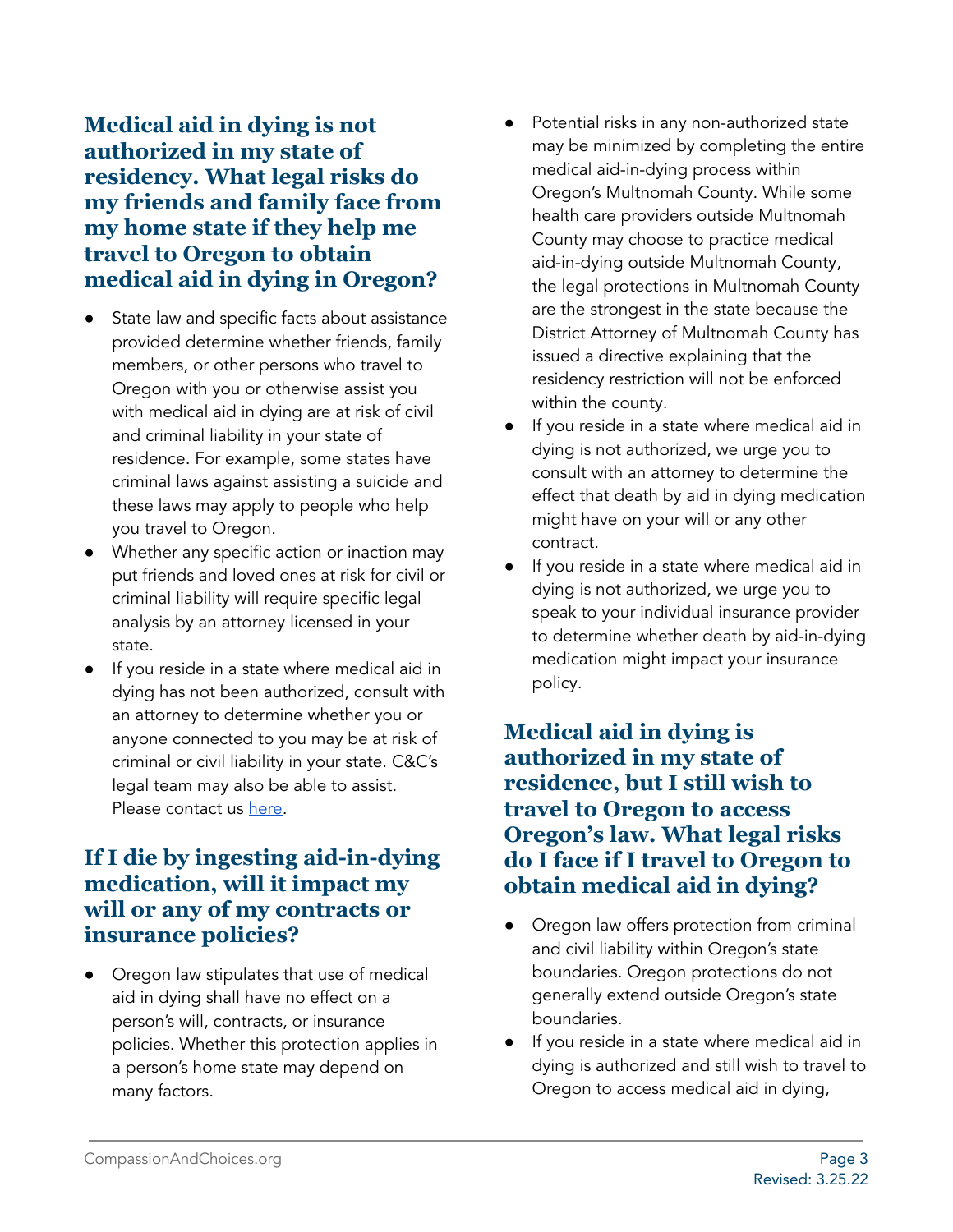## Medical aid in dying is not authorized in my state of residency. What legal risks do my friends and family face from my home state if they help me travel to Oregon to obtain medical aid in dying in Oregon?

- State law and specific facts about assistance provided determine whether friends, family members, or other persons who travel to Oregon with you or otherwise assist you with medical aid in dying are at risk of civil and criminal liability in your state of residence. For example, some states have criminal laws against assisting a suicide and these laws may apply to people who help you travel to Oregon.
- Whether any specific action or inaction may put friends and loved ones at risk for civil or criminal liability will require specific legal analysis by an attorney licensed in your state.
- If you reside in a state where medical aid in dying has not been authorized, consult with an attorney to determine whether you or anyone connected to you may be at risk of criminal or civil liability in your state. C&C's legal team may also be able to assist. Please contact us [here](here).

## If I die by ingesting aid-in-dying medication, will it impact my will or any of my contracts or insurance policies?

- Oregon law stipulates that use of medical aid in dying shall have no effect on a person's will, contracts, or insurance policies. Whether this protection applies in a person's home state may depend on many factors.
- Potential risks in any non-authorized state may be minimized by completing the entire medical aid-in-dying process within Oregon's Multnomah County. While some health care providers outside Multnomah County may choose to practice medical aid-in-dying outside Multnomah County, the legal protections in Multnomah County are the strongest in the state because the District Attorney of Multnomah County has issued a directive explaining that the residency restriction will not be enforced within the county.
- If you reside in a state where medical aid in dying is not authorized, we urge you to consult with an attorney to determine the effect that death by aid in dying medication might have on your will or any other contract.
- If you reside in a state where medical aid in dying is not authorized, we urge you to speak to your individual insurance provider to determine whether death by aid-in-dying medication might impact your insurance policy.

## Medical aid in dying is authorized in my state of residence, but I still wish to travel to Oregon to access Oregon's law. What legal risks do I face if I travel to Oregon to obtain medical aid in dying?

- Oregon law offers protection from criminal and civil liability within Oregon's state boundaries. Oregon protections do not generally extend outside Oregon's state boundaries.
- If you reside in a state where medical aid in dying is authorized and still wish to travel to Oregon to access medical aid in dying,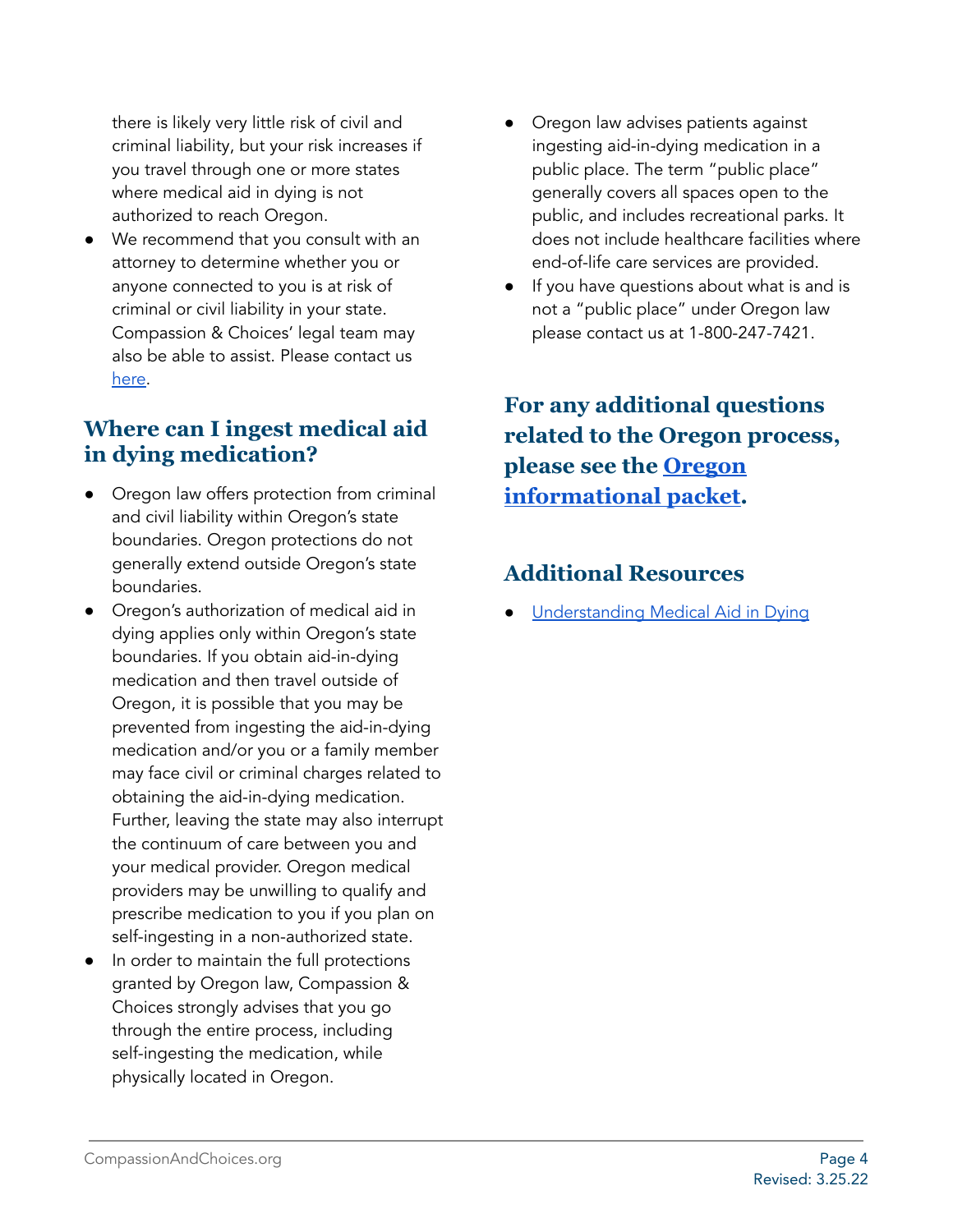there is likely very little risk of civil and criminal liability, but your risk increases if you travel through one or more states where medical aid in dying is not authorized to reach Oregon.

- We recommend that you consult with an attorney to determine whether you or anyone connected to you is at risk of criminal or civil liability in your state. Compassion & Choices' legal team may also be able to assist. Please contact us here.

## Where can I ingest medical aid in dying medication?

- Oregon law offers protection from criminal and civil liability within Oregon's state boundaries. Oregon protections do not generally extend outside Oregon's state boundaries.
- Oregon's authorization of medical aid in dying applies only within Oregon's state boundaries. If you obtain aid-in-dying medication and then travel outside of Oregon, it is possible that you may be prevented from ingesting the aid-in-dying medication and/or you or a family member may face civil or criminal charges related to obtaining the aid-in-dying medication. Further, leaving the state may also interrupt the continuum of care between you and your medical provider. Oregon medical providers may be unwilling to qualify and prescribe medication to you if you plan on self-ingesting in a non-authorized state.
- In order to maintain the full protections granted by Oregon law, Compassion & Choices strongly advises that you go through the entire process, including self-ingesting the medication, while physically located in Oregon.
- Oregon law advises patients against ingesting aid-in-dying medication in a public place. The term "public place" generally covers all spaces open to the public, and includes recreational parks. It does not include healthcare facilities where end-of-life care services are provided.
- If you have questions about what is and is not a "public place" under Oregon law please contact us at 1-800-247-7421.

## For any additional questions related to the Oregon process, please see the Oregon informational packet.

## Additional Resources

- Understanding Medical Aid in Dying